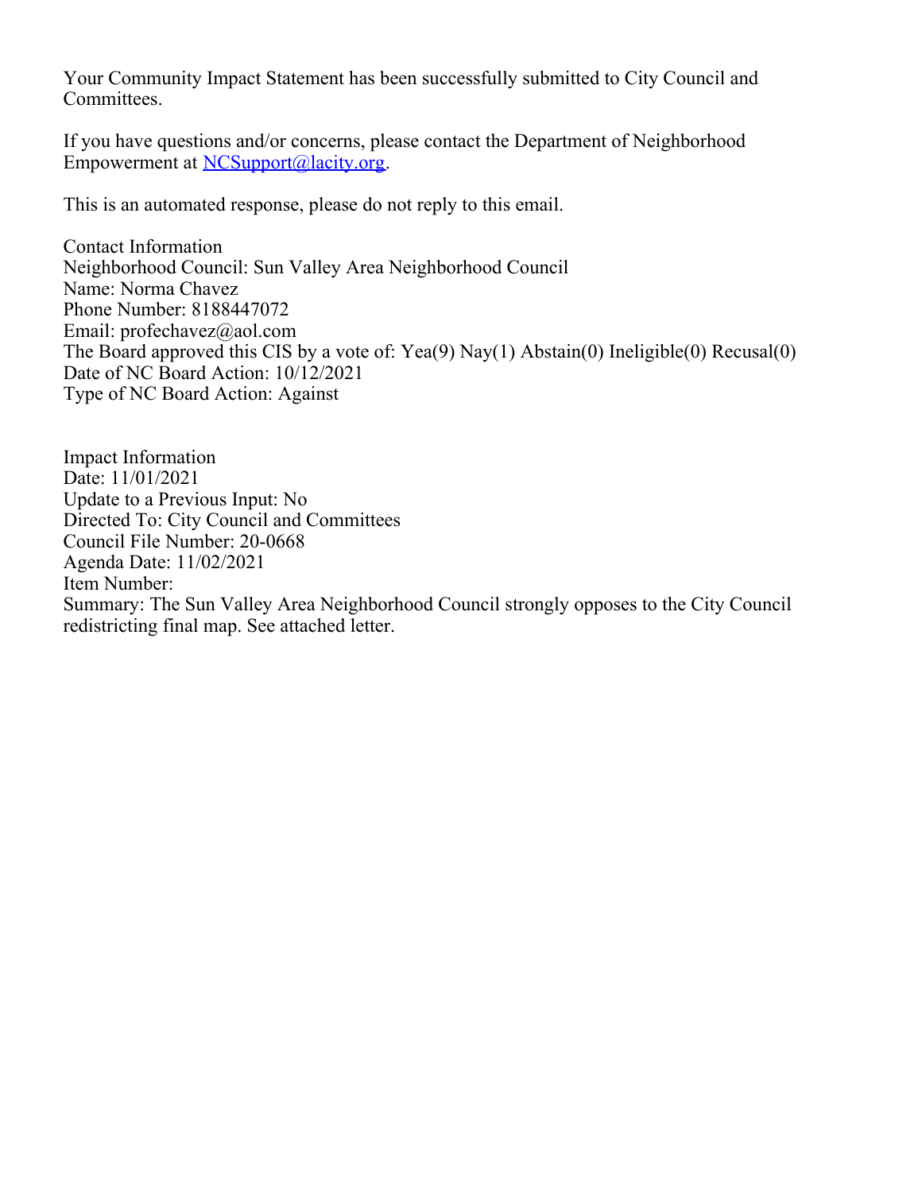Your Community Impact Statement has been successfully submitted to City Council and Committees.

If you have questions and/or concerns, please contact the Department of Neighborhood Empowerment at NCSupport@lacity.org.

This is an automated response, please do not reply to this email.

Contact Information
Neighborhood Council: Sun Valley Area Neighborhood Council
Name: Norma Chavez
Phone Number: 8188447072
Email: profechavez@aol.com
The Board approved this CIS by a vote of: Yea(9) Nay(1) Abstain(0) Ineligible(0) Recusal(0)
Date of NC Board Action: 10/12/2021
Type of NC Board Action: Against

Impact Information
Date: 11/01/2021
Update to a Previous Input: No
Directed To: City Council and Committees
Council File Number: 20-0668
Agenda Date: 11/02/2021
Item Number:
Summary: The Sun Valley Area Neighborhood Council strongly opposes to the City Council redistricting final map. See attached letter.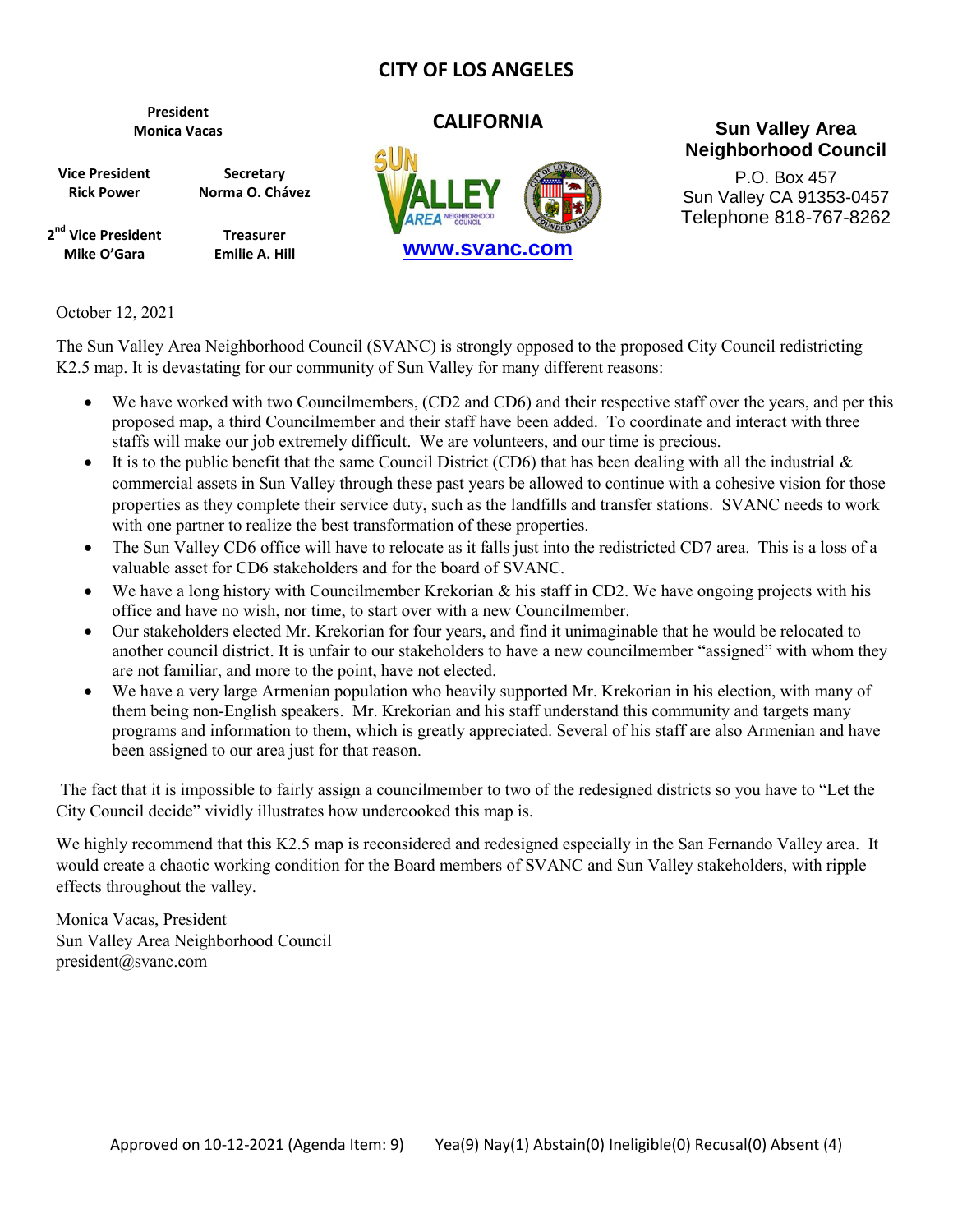# CITY OF LOS ANGELES

**President**
**Monica Vacas**

**Vice President**
**Rick Power**

**Secretary**
**Norma O. Chávez**

**2nd Vice President**
**Mike O'Gara**

**Treasurer**
**Emilie A. Hill**

## CALIFORNIA

www.svanc.com

## Sun Valley Area Neighborhood Council

P.O. Box 457
Sun Valley CA 91353-0457
Telephone 818-767-8262

October 12, 2021

The Sun Valley Area Neighborhood Council (SVANC) is strongly opposed to the proposed City Council redistricting K2.5 map. It is devastating for our community of Sun Valley for many different reasons:

- We have worked with two Councilmembers, (CD2 and CD6) and their respective staff over the years, and per this proposed map, a third Councilmember and their staff have been added. To coordinate and interact with three staffs will make our job extremely difficult. We are volunteers, and our time is precious.
- It is to the public benefit that the same Council District (CD6) that has been dealing with all the industrial & commercial assets in Sun Valley through these past years be allowed to continue with a cohesive vision for those properties as they complete their service duty, such as the landfills and transfer stations. SVANC needs to work with one partner to realize the best transformation of these properties.
- The Sun Valley CD6 office will have to relocate as it falls just into the redistricted CD7 area. This is a loss of a valuable asset for CD6 stakeholders and for the board of SVANC.
- We have a long history with Councilmember Krekorian & his staff in CD2. We have ongoing projects with his office and have no wish, nor time, to start over with a new Councilmember.
- Our stakeholders elected Mr. Krekorian for four years, and find it unimaginable that he would be relocated to another council district. It is unfair to our stakeholders to have a new councilmember "assigned" with whom they are not familiar, and more to the point, have not elected.
- We have a very large Armenian population who heavily supported Mr. Krekorian in his election, with many of them being non-English speakers. Mr. Krekorian and his staff understand this community and targets many programs and information to them, which is greatly appreciated. Several of his staff are also Armenian and have been assigned to our area just for that reason.

The fact that it is impossible to fairly assign a councilmember to two of the redesigned districts so you have to "Let the City Council decide" vividly illustrates how undercooked this map is.

We highly recommend that this K2.5 map is reconsidered and redesigned especially in the San Fernando Valley area. It would create a chaotic working condition for the Board members of SVANC and Sun Valley stakeholders, with ripple effects throughout the valley.

Monica Vacas, President
Sun Valley Area Neighborhood Council
president@svanc.com

Approved on 10-12-2021 (Agenda Item: 9) Yea(9) Nay(1) Abstain(0) Ineligible(0) Recusal(0) Absent (4)